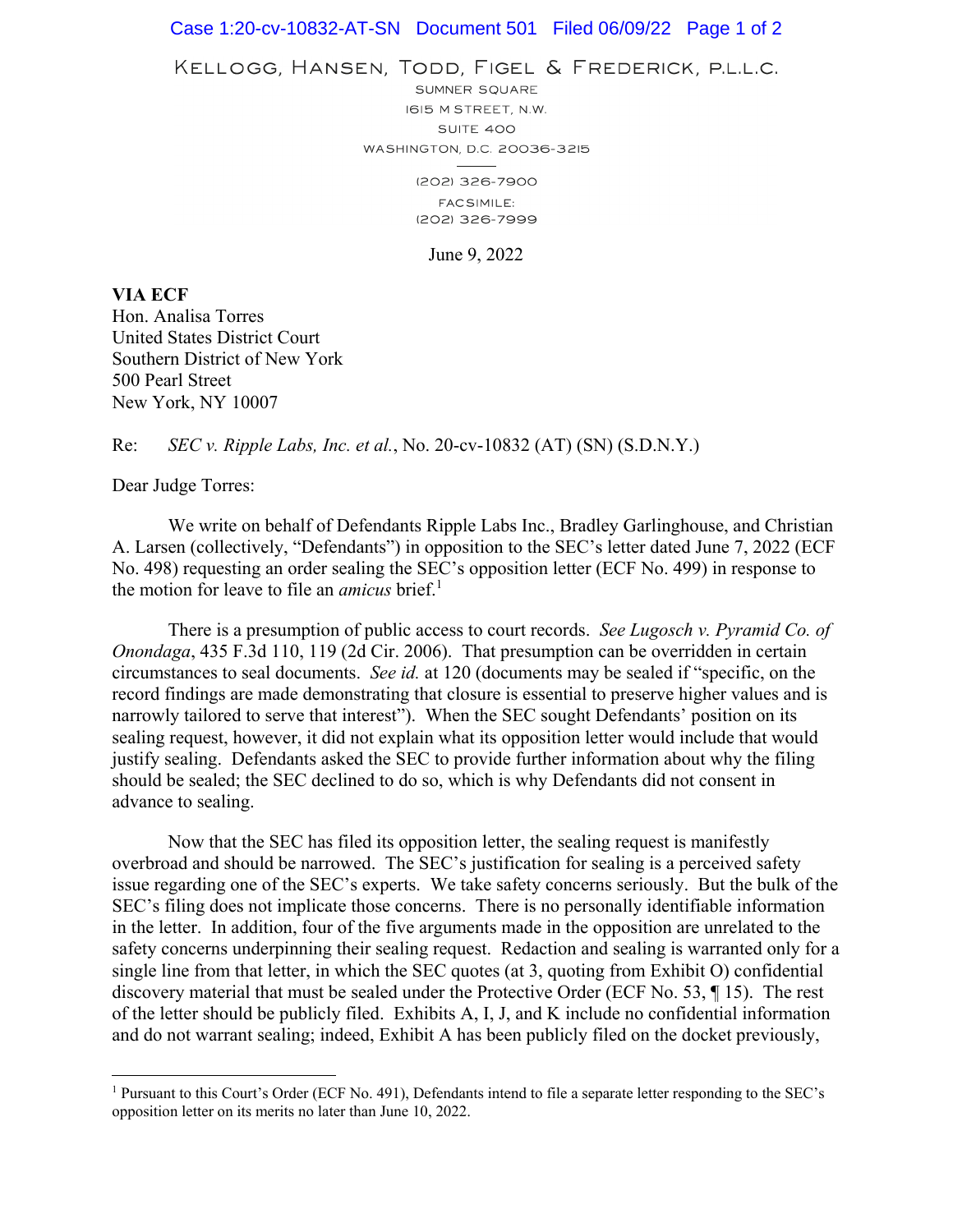KELLOGG, HANSEN, TODD, FIGEL & FREDERICK, P.L.L.C.

SUMNER SQUARE
1615 M STREET, N.W.
SUITE 400
WASHINGTON, D.C. 20036-3215

(202) 326-7900
FACSIMILE:
(202) 326-7999

June 9, 2022

**VIA ECF**
Hon. Analisa Torres
United States District Court
Southern District of New York
500 Pearl Street
New York, NY 10007

Re: *SEC v. Ripple Labs, Inc. et al.*, No. 20-cv-10832 (AT) (SN) (S.D.N.Y.)

Dear Judge Torres:

We write on behalf of Defendants Ripple Labs Inc., Bradley Garlinghouse, and Christian A. Larsen (collectively, "Defendants") in opposition to the SEC's letter dated June 7, 2022 (ECF No. 498) requesting an order sealing the SEC's opposition letter (ECF No. 499) in response to the motion for leave to file an *amicus* brief.[1]

There is a presumption of public access to court records. *See Lugosch v. Pyramid Co. of Onondaga*, 435 F.3d 110, 119 (2d Cir. 2006). That presumption can be overridden in certain circumstances to seal documents. *See id.* at 120 (documents may be sealed if "specific, on the record findings are made demonstrating that closure is essential to preserve higher values and is narrowly tailored to serve that interest"). When the SEC sought Defendants' position on its sealing request, however, it did not explain what its opposition letter would include that would justify sealing. Defendants asked the SEC to provide further information about why the filing should be sealed; the SEC declined to do so, which is why Defendants did not consent in advance to sealing.

Now that the SEC has filed its opposition letter, the sealing request is manifestly overbroad and should be narrowed. The SEC's justification for sealing is a perceived safety issue regarding one of the SEC's experts. We take safety concerns seriously. But the bulk of the SEC's filing does not implicate those concerns. There is no personally identifiable information in the letter. In addition, four of the five arguments made in the opposition are unrelated to the safety concerns underpinning their sealing request. Redaction and sealing is warranted only for a single line from that letter, in which the SEC quotes (at 3, quoting from Exhibit O) confidential discovery material that must be sealed under the Protective Order (ECF No. 53, ¶ 15). The rest of the letter should be publicly filed. Exhibits A, I, J, and K include no confidential information and do not warrant sealing; indeed, Exhibit A has been publicly filed on the docket previously,

[1] Pursuant to this Court's Order (ECF No. 491), Defendants intend to file a separate letter responding to the SEC's opposition letter on its merits no later than June 10, 2022.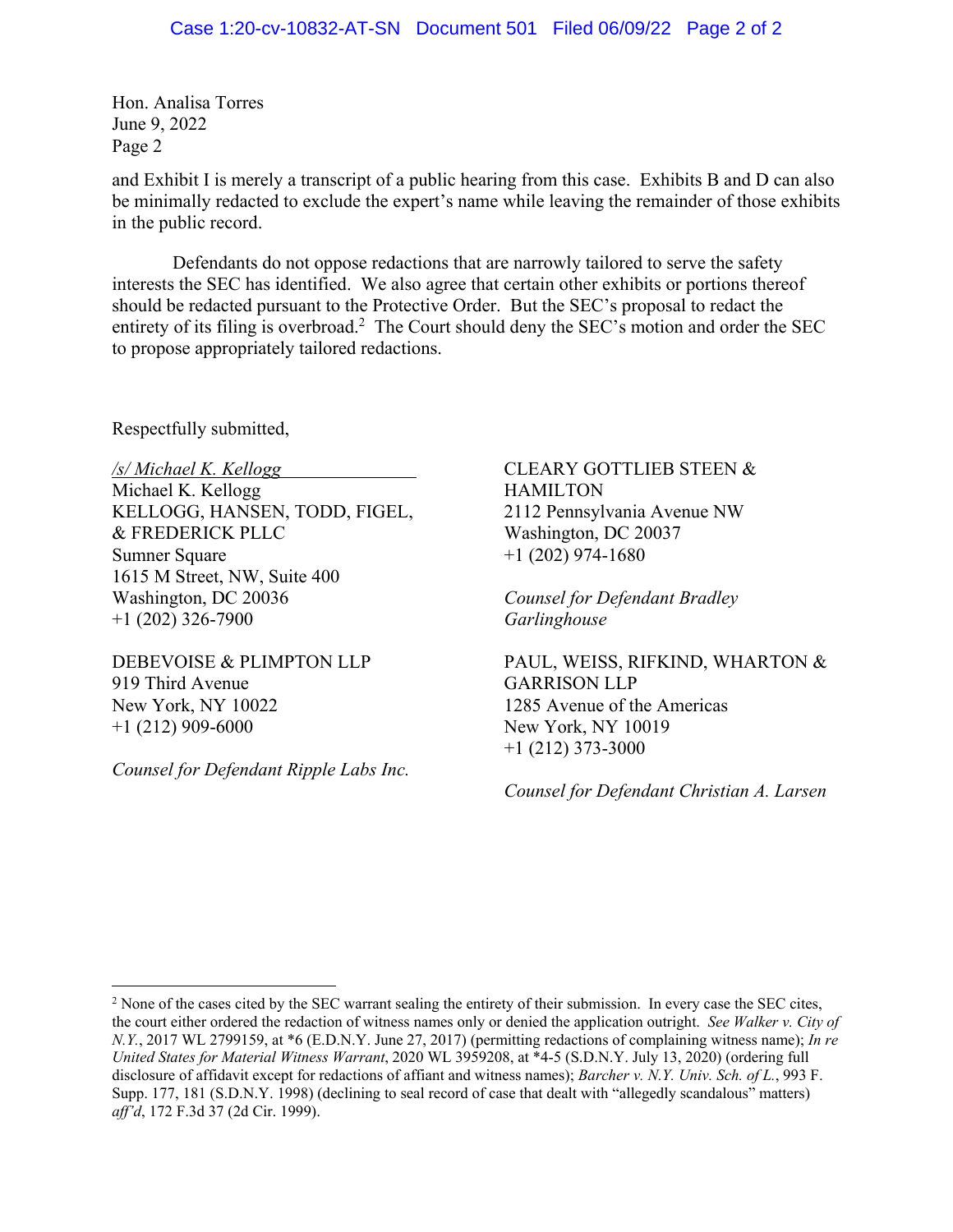Hon. Analisa Torres
June 9, 2022
Page 2

and Exhibit I is merely a transcript of a public hearing from this case. Exhibits B and D can also be minimally redacted to exclude the expert's name while leaving the remainder of those exhibits in the public record.

Defendants do not oppose redactions that are narrowly tailored to serve the safety interests the SEC has identified. We also agree that certain other exhibits or portions thereof should be redacted pursuant to the Protective Order. But the SEC's proposal to redact the entirety of its filing is overbroad.[2] The Court should deny the SEC's motion and order the SEC to propose appropriately tailored redactions.

Respectfully submitted,

*/s/ Michael K. Kellogg*
Michael K. Kellogg
KELLOGG, HANSEN, TODD, FIGEL, & FREDERICK PLLC
Sumner Square
1615 M Street, NW, Suite 400
Washington, DC 20036
+1 (202) 326-7900

DEBEVOISE & PLIMPTON LLP
919 Third Avenue
New York, NY 10022
+1 (212) 909-6000

*Counsel for Defendant Ripple Labs Inc.*

CLEARY GOTTLIEB STEEN & HAMILTON
2112 Pennsylvania Avenue NW
Washington, DC 20037
+1 (202) 974-1680

*Counsel for Defendant Bradley Garlinghouse*

PAUL, WEISS, RIFKIND, WHARTON & GARRISON LLP
1285 Avenue of the Americas
New York, NY 10019
+1 (212) 373-3000

*Counsel for Defendant Christian A. Larsen*

---

[2] None of the cases cited by the SEC warrant sealing the entirety of their submission. In every case the SEC cites, the court either ordered the redaction of witness names only or denied the application outright. *See Walker v. City of N.Y.*, 2017 WL 2799159, at *6 (E.D.N.Y. June 27, 2017) (permitting redactions of complaining witness name); *In re United States for Material Witness Warrant*, 2020 WL 3959208, at *4-5 (S.D.N.Y. July 13, 2020) (ordering full disclosure of affidavit except for redactions of affiant and witness names); *Barcher v. N.Y. Univ. Sch. of L.*, 993 F. Supp. 177, 181 (S.D.N.Y. 1998) (declining to seal record of case that dealt with "allegedly scandalous" matters) *aff'd*, 172 F.3d 37 (2d Cir. 1999).